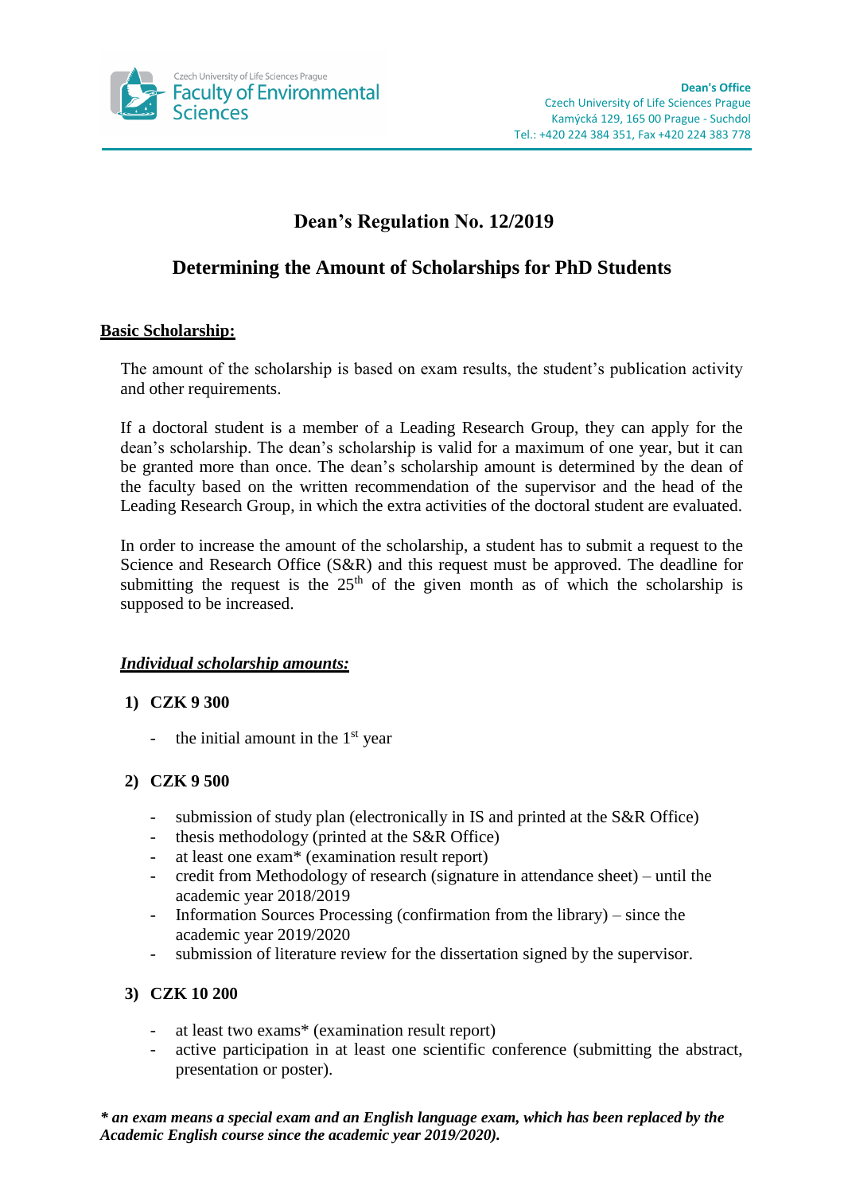Czech University of Life Sciences Prague
Faculty of Environmental Sciences

**Dean's Office**
Czech University of Life Sciences Prague
Kamýcká 129, 165 00 Prague - Suchdol
Tel.: +420 224 384 351, Fax +420 224 383 778

# Dean's Regulation No. 12/2019

# Determining the Amount of Scholarships for PhD Students

## Basic Scholarship:

The amount of the scholarship is based on exam results, the student's publication activity and other requirements.

If a doctoral student is a member of a Leading Research Group, they can apply for the dean's scholarship. The dean's scholarship is valid for a maximum of one year, but it can be granted more than once. The dean's scholarship amount is determined by the dean of the faculty based on the written recommendation of the supervisor and the head of the Leading Research Group, in which the extra activities of the doctoral student are evaluated.

In order to increase the amount of the scholarship, a student has to submit a request to the Science and Research Office (S&R) and this request must be approved. The deadline for submitting the request is the 25th of the given month as of which the scholarship is supposed to be increased.

### ***Individual scholarship amounts:***

1) **CZK 9 300**
   - the initial amount in the 1st year

2) **CZK 9 500**
   - submission of study plan (electronically in IS and printed at the S&R Office)
   - thesis methodology (printed at the S&R Office)
   - at least one exam* (examination result report)
   - credit from Methodology of research (signature in attendance sheet) – until the academic year 2018/2019
   - Information Sources Processing (confirmation from the library) – since the academic year 2019/2020
   - submission of literature review for the dissertation signed by the supervisor.

3) **CZK 10 200**
   - at least two exams* (examination result report)
   - active participation in at least one scientific conference (submitting the abstract, presentation or poster).

***\* an exam means a special exam and an English language exam, which has been replaced by the Academic English course since the academic year 2019/2020).***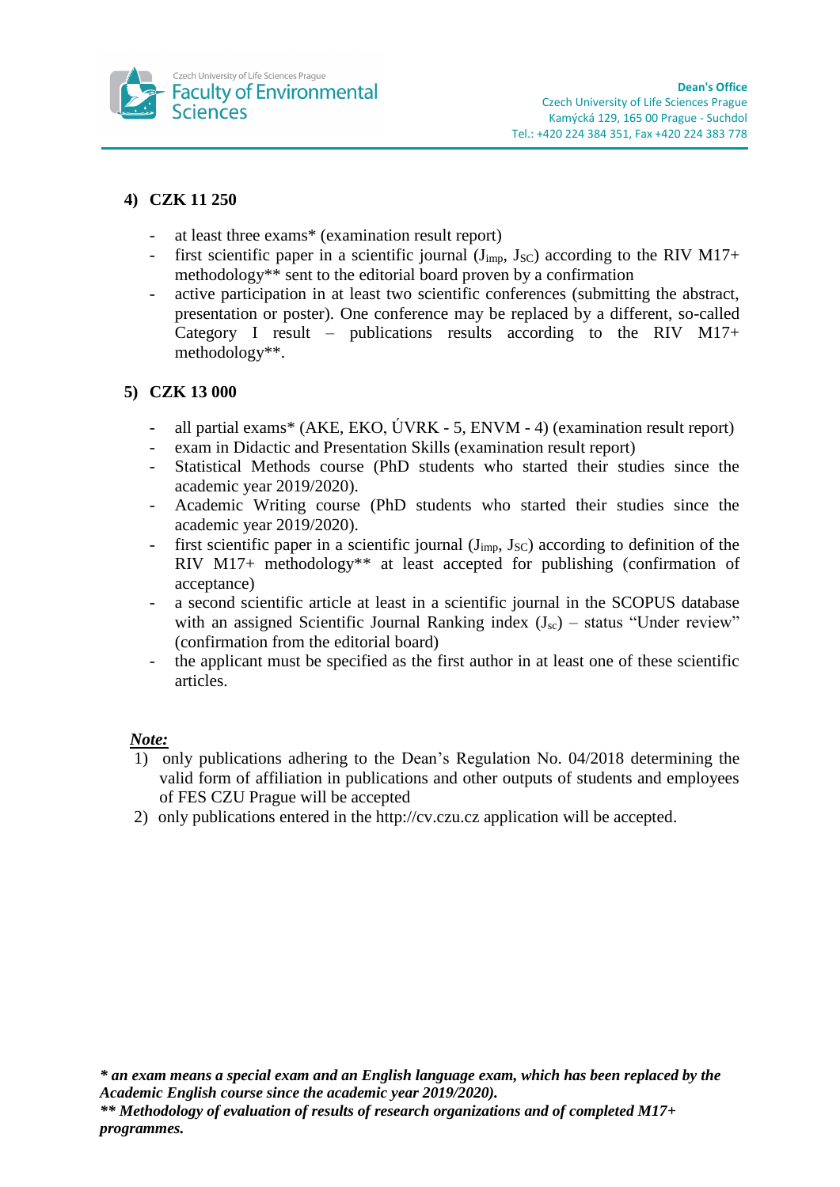**4) CZK 11 250**

- at least three exams* (examination result report)
- first scientific paper in a scientific journal ($J_{imp}$, $J_{SC}$) according to the RIV M17+ methodology** sent to the editorial board proven by a confirmation
- active participation in at least two scientific conferences (submitting the abstract, presentation or poster). One conference may be replaced by a different, so-called Category I result – publications results according to the RIV M17+ methodology**.

**5) CZK 13 000**

- all partial exams* (AKE, EKO, ÚVRK - 5, ENVM - 4) (examination result report)
- exam in Didactic and Presentation Skills (examination result report)
- Statistical Methods course (PhD students who started their studies since the academic year 2019/2020).
- Academic Writing course (PhD students who started their studies since the academic year 2019/2020).
- first scientific paper in a scientific journal ($J_{imp}$, $J_{SC}$) according to definition of the RIV M17+ methodology** at least accepted for publishing (confirmation of acceptance)
- a second scientific article at least in a scientific journal in the SCOPUS database with an assigned Scientific Journal Ranking index ($J_{sc}$) – status "Under review" (confirmation from the editorial board)
- the applicant must be specified as the first author in at least one of these scientific articles.

***Note:***

1) only publications adhering to the Dean's Regulation No. 04/2018 determining the valid form of affiliation in publications and other outputs of students and employees of FES CZU Prague will be accepted
2) only publications entered in the http://cv.czu.cz application will be accepted.

***\* an exam means a special exam and an English language exam, which has been replaced by the Academic English course since the academic year 2019/2020).***

***\*\* Methodology of evaluation of results of research organizations and of completed M17+ programmes.***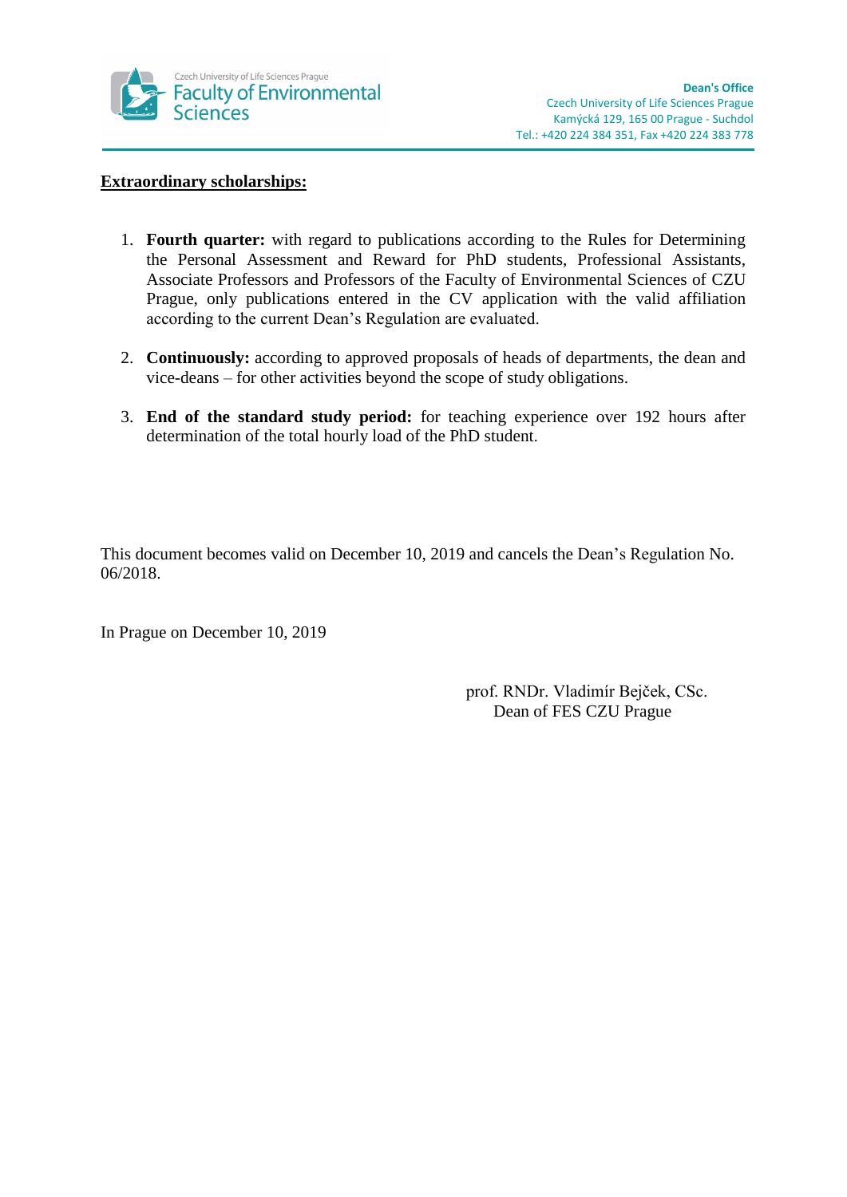**<u>Extraordinary scholarships:</u>**

1. **Fourth quarter:** with regard to publications according to the Rules for Determining the Personal Assessment and Reward for PhD students, Professional Assistants, Associate Professors and Professors of the Faculty of Environmental Sciences of CZU Prague, only publications entered in the CV application with the valid affiliation according to the current Dean's Regulation are evaluated.

2. **Continuously:** according to approved proposals of heads of departments, the dean and vice-deans – for other activities beyond the scope of study obligations.

3. **End of the standard study period:** for teaching experience over 192 hours after determination of the total hourly load of the PhD student.

This document becomes valid on December 10, 2019 and cancels the Dean's Regulation No. 06/2018.

In Prague on December 10, 2019

prof. RNDr. Vladimír Bejček, CSc.
Dean of FES CZU Prague